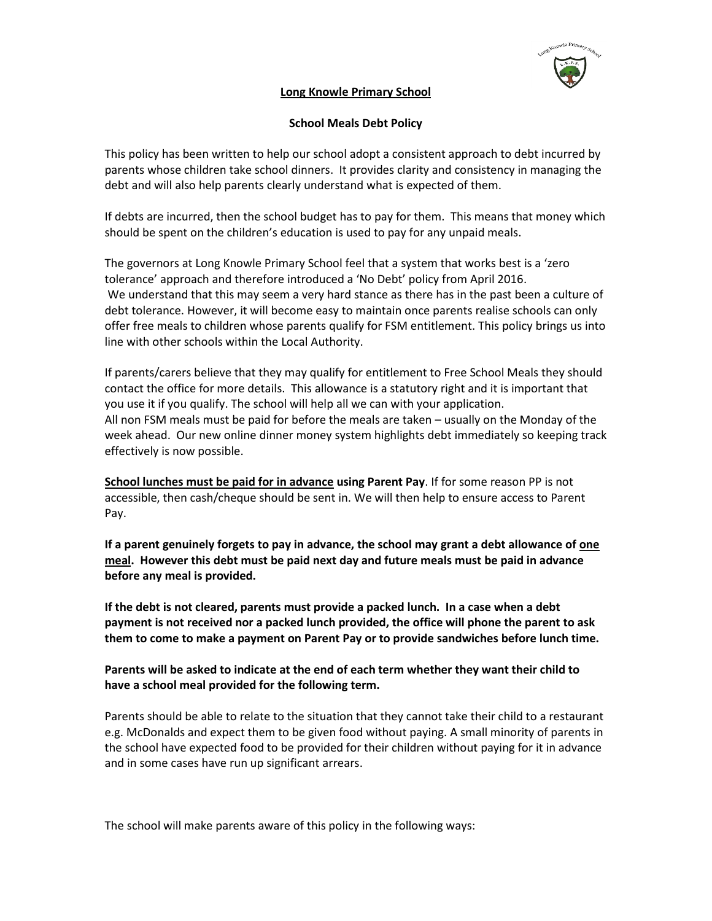# Long Knowle Primary School

## School Meals Debt Policy

This policy has been written to help our school adopt a consistent approach to debt incurred by parents whose children take school dinners. It provides clarity and consistency in managing the debt and will also help parents clearly understand what is expected of them.

If debts are incurred, then the school budget has to pay for them. This means that money which should be spent on the children's education is used to pay for any unpaid meals.

The governors at Long Knowle Primary School feel that a system that works best is a 'zero tolerance' approach and therefore introduced a 'No Debt' policy from April 2016. We understand that this may seem a very hard stance as there has in the past been a culture of debt tolerance. However, it will become easy to maintain once parents realise schools can only offer free meals to children whose parents qualify for FSM entitlement. This policy brings us into line with other schools within the Local Authority.

If parents/carers believe that they may qualify for entitlement to Free School Meals they should contact the office for more details. This allowance is a statutory right and it is important that you use it if you qualify. The school will help all we can with your application.
All non FSM meals must be paid for before the meals are taken – usually on the Monday of the week ahead. Our new online dinner money system highlights debt immediately so keeping track effectively is now possible.

**School lunches must be paid for in advance using Parent Pay**. If for some reason PP is not accessible, then cash/cheque should be sent in. We will then help to ensure access to Parent Pay.

**If a parent genuinely forgets to pay in advance, the school may grant a debt allowance of one meal. However this debt must be paid next day and future meals must be paid in advance before any meal is provided.**

**If the debt is not cleared, parents must provide a packed lunch. In a case when a debt payment is not received nor a packed lunch provided, the office will phone the parent to ask them to come to make a payment on Parent Pay or to provide sandwiches before lunch time.**

**Parents will be asked to indicate at the end of each term whether they want their child to have a school meal provided for the following term.**

Parents should be able to relate to the situation that they cannot take their child to a restaurant e.g. McDonalds and expect them to be given food without paying. A small minority of parents in the school have expected food to be provided for their children without paying for it in advance and in some cases have run up significant arrears.

The school will make parents aware of this policy in the following ways: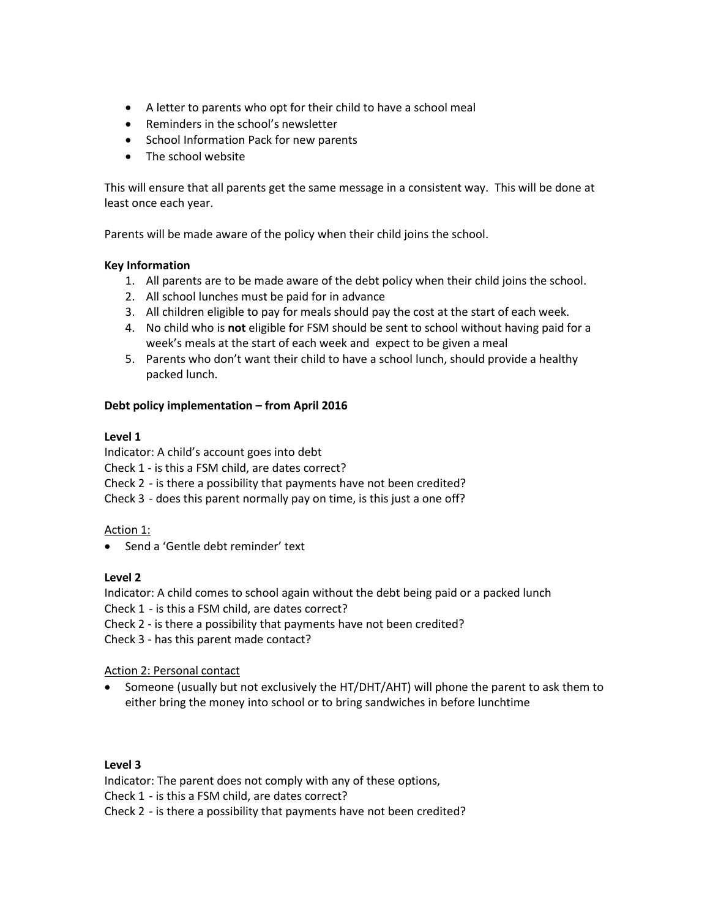- A letter to parents who opt for their child to have a school meal
- Reminders in the school's newsletter
- School Information Pack for new parents
- The school website

This will ensure that all parents get the same message in a consistent way. This will be done at least once each year.

Parents will be made aware of the policy when their child joins the school.

**Key Information**

1. All parents are to be made aware of the debt policy when their child joins the school.
2. All school lunches must be paid for in advance
3. All children eligible to pay for meals should pay the cost at the start of each week.
4. No child who is **not** eligible for FSM should be sent to school without having paid for a week's meals at the start of each week and expect to be given a meal
5. Parents who don't want their child to have a school lunch, should provide a healthy packed lunch.

**Debt policy implementation – from April 2016**

**Level 1**

Indicator: A child's account goes into debt
Check 1 - is this a FSM child, are dates correct?
Check 2 - is there a possibility that payments have not been credited?
Check 3 - does this parent normally pay on time, is this just a one off?

Action 1:

- Send a 'Gentle debt reminder' text

**Level 2**

Indicator: A child comes to school again without the debt being paid or a packed lunch
Check 1 - is this a FSM child, are dates correct?
Check 2 - is there a possibility that payments have not been credited?
Check 3 - has this parent made contact?

Action 2: Personal contact

- Someone (usually but not exclusively the HT/DHT/AHT) will phone the parent to ask them to either bring the money into school or to bring sandwiches in before lunchtime

**Level 3**

Indicator: The parent does not comply with any of these options,
Check 1 - is this a FSM child, are dates correct?
Check 2 - is there a possibility that payments have not been credited?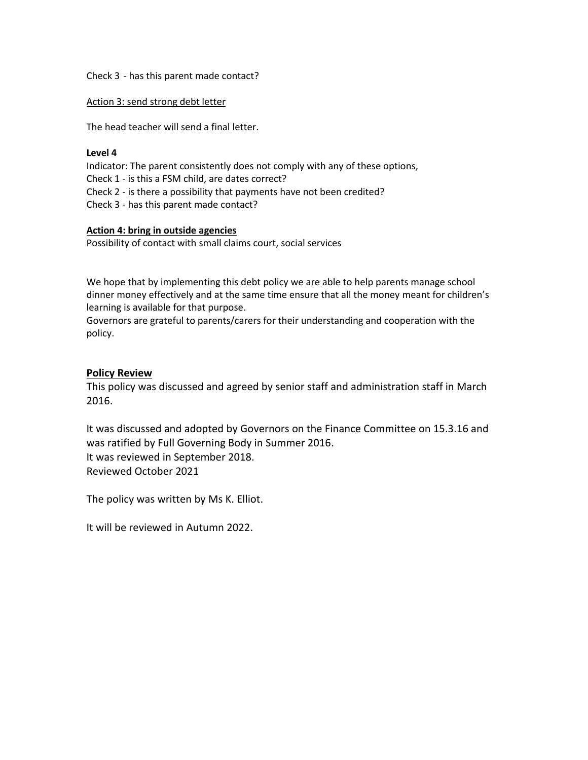Check 3 - has this parent made contact?

Action 3: send strong debt letter

The head teacher will send a final letter.

**Level 4**

Indicator: The parent consistently does not comply with any of these options,
Check 1 - is this a FSM child, are dates correct?
Check 2 - is there a possibility that payments have not been credited?
Check 3 - has this parent made contact?

**Action 4: bring in outside agencies**

Possibility of contact with small claims court, social services

We hope that by implementing this debt policy we are able to help parents manage school dinner money effectively and at the same time ensure that all the money meant for children's learning is available for that purpose.
Governors are grateful to parents/carers for their understanding and cooperation with the policy.

## Policy Review

This policy was discussed and agreed by senior staff and administration staff in March 2016.

It was discussed and adopted by Governors on the Finance Committee on 15.3.16 and was ratified by Full Governing Body in Summer 2016.
It was reviewed in September 2018.
Reviewed October 2021

The policy was written by Ms K. Elliot.

It will be reviewed in Autumn 2022.